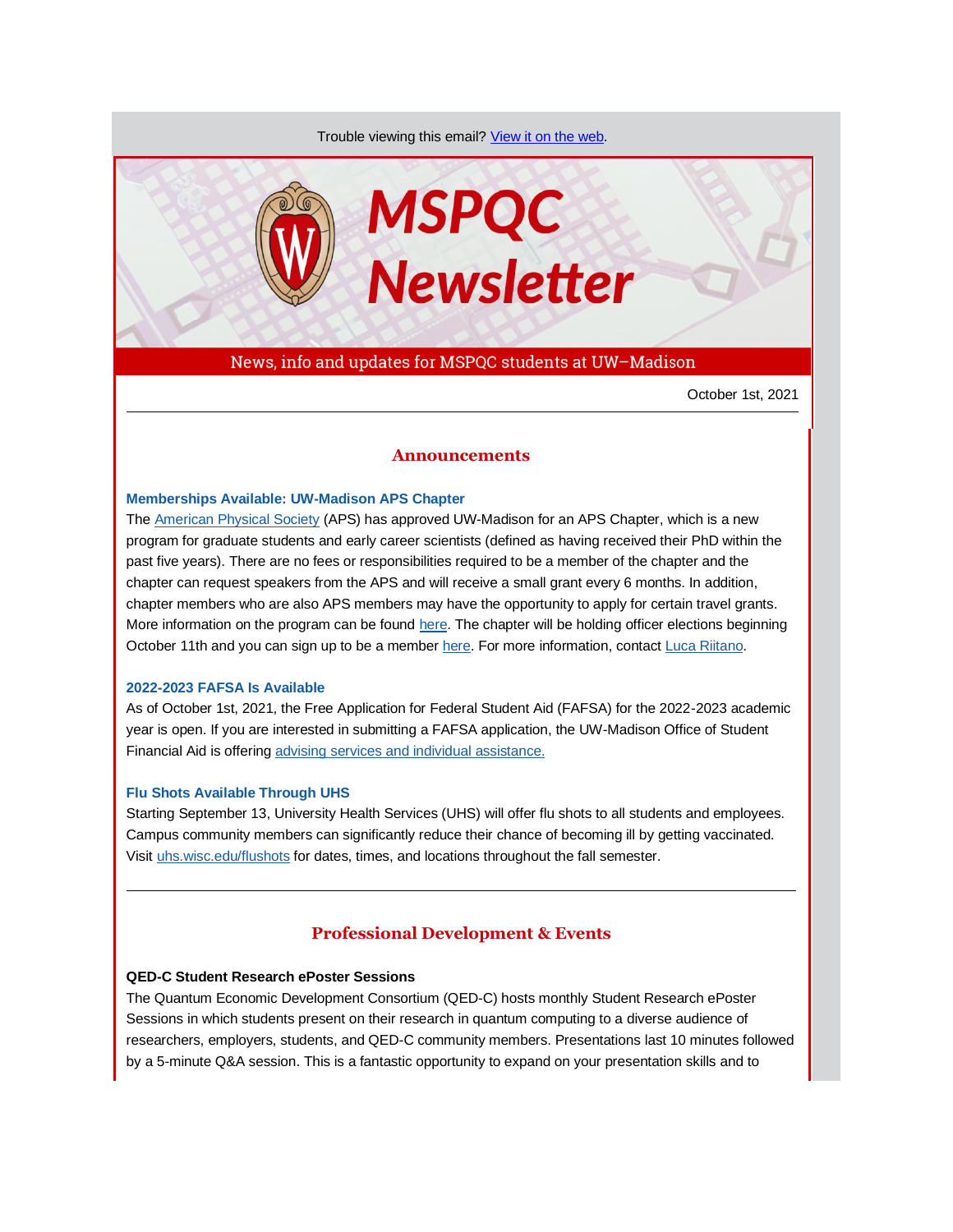Trouble viewing this email? View it on the web.

# MSPQC Newsletter

News, info and updates for MSPQC students at UW–Madison

October 1st, 2021

---

## Announcements

### Memberships Available: UW-Madison APS Chapter

The American Physical Society (APS) has approved UW-Madison for an APS Chapter, which is a new program for graduate students and early career scientists (defined as having received their PhD within the past five years). There are no fees or responsibilities required to be a member of the chapter and the chapter can request speakers from the APS and will receive a small grant every 6 months. In addition, chapter members who are also APS members may have the opportunity to apply for certain travel grants. More information on the program can be found here. The chapter will be holding officer elections beginning October 11th and you can sign up to be a member here. For more information, contact Luca Riitano.

### 2022-2023 FAFSA Is Available

As of October 1st, 2021, the Free Application for Federal Student Aid (FAFSA) for the 2022-2023 academic year is open. If you are interested in submitting a FAFSA application, the UW-Madison Office of Student Financial Aid is offering advising services and individual assistance.

### Flu Shots Available Through UHS

Starting September 13, University Health Services (UHS) will offer flu shots to all students and employees. Campus community members can significantly reduce their chance of becoming ill by getting vaccinated. Visit uhs.wisc.edu/flushots for dates, times, and locations throughout the fall semester.

---

## Professional Development & Events

**QED-C Student Research ePoster Sessions**

The Quantum Economic Development Consortium (QED-C) hosts monthly Student Research ePoster Sessions in which students present on their research in quantum computing to a diverse audience of researchers, employers, students, and QED-C community members. Presentations last 10 minutes followed by a 5-minute Q&A session. This is a fantastic opportunity to expand on your presentation skills and to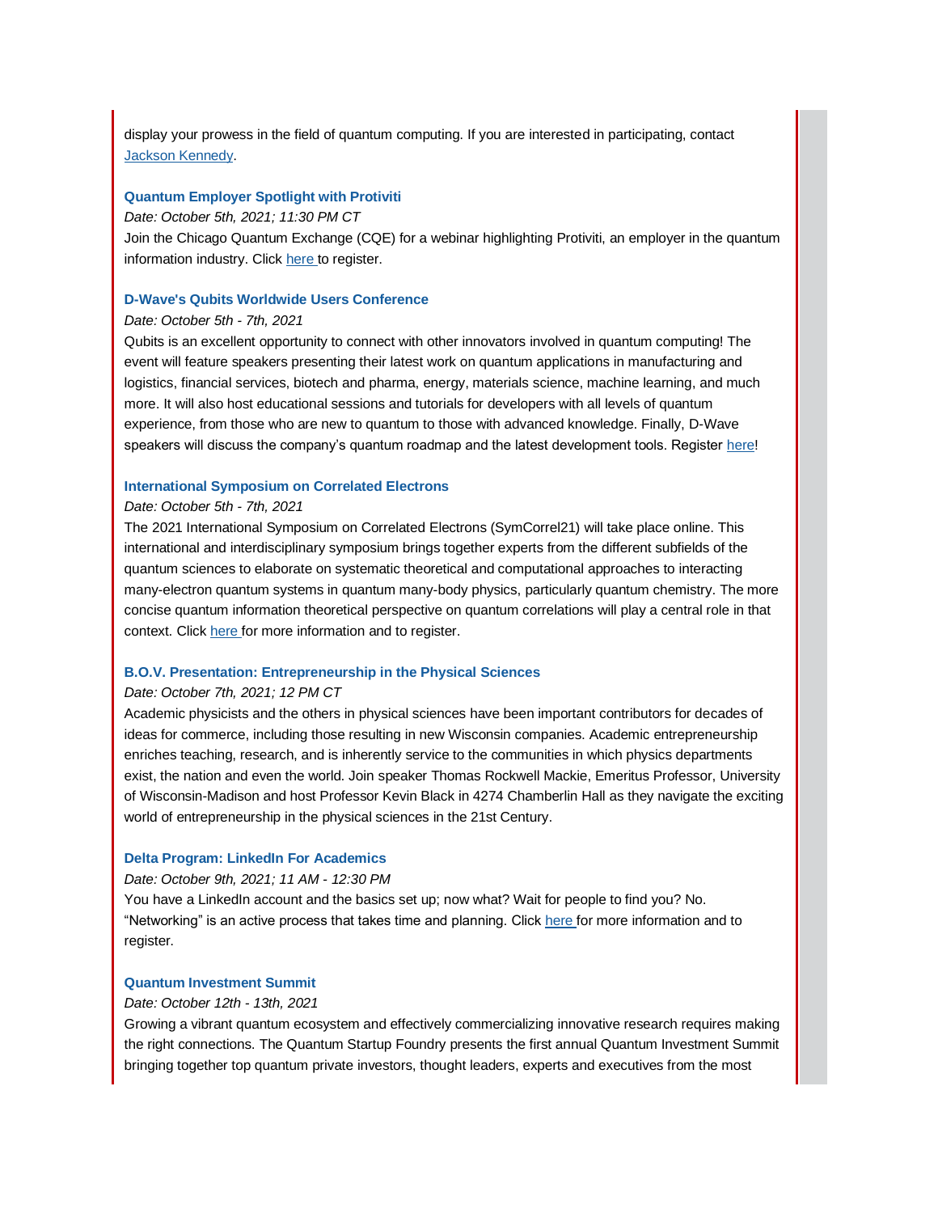display your prowess in the field of quantum computing. If you are interested in participating, contact [Jackson Kennedy](#).

### Quantum Employer Spotlight with Protiviti

*Date: October 5th, 2021; 11:30 PM CT*

Join the Chicago Quantum Exchange (CQE) for a webinar highlighting Protiviti, an employer in the quantum information industry. Click [here](#) to register.

### D-Wave's Qubits Worldwide Users Conference

*Date: October 5th - 7th, 2021*

Qubits is an excellent opportunity to connect with other innovators involved in quantum computing! The event will feature speakers presenting their latest work on quantum applications in manufacturing and logistics, financial services, biotech and pharma, energy, materials science, machine learning, and much more. It will also host educational sessions and tutorials for developers with all levels of quantum experience, from those who are new to quantum to those with advanced knowledge. Finally, D-Wave speakers will discuss the company's quantum roadmap and the latest development tools. Register [here](#)!

### International Symposium on Correlated Electrons

*Date: October 5th - 7th, 2021*

The 2021 International Symposium on Correlated Electrons (SymCorrel21) will take place online. This international and interdisciplinary symposium brings together experts from the different subfields of the quantum sciences to elaborate on systematic theoretical and computational approaches to interacting many-electron quantum systems in quantum many-body physics, particularly quantum chemistry. The more concise quantum information theoretical perspective on quantum correlations will play a central role in that context. Click [here](#) for more information and to register.

### B.O.V. Presentation: Entrepreneurship in the Physical Sciences

*Date: October 7th, 2021; 12 PM CT*

Academic physicists and the others in physical sciences have been important contributors for decades of ideas for commerce, including those resulting in new Wisconsin companies. Academic entrepreneurship enriches teaching, research, and is inherently service to the communities in which physics departments exist, the nation and even the world. Join speaker Thomas Rockwell Mackie, Emeritus Professor, University of Wisconsin-Madison and host Professor Kevin Black in 4274 Chamberlin Hall as they navigate the exciting world of entrepreneurship in the physical sciences in the 21st Century.

### Delta Program: LinkedIn For Academics

*Date: October 9th, 2021; 11 AM - 12:30 PM*

You have a LinkedIn account and the basics set up; now what? Wait for people to find you? No. "Networking" is an active process that takes time and planning. Click [here](#) for more information and to register.

### Quantum Investment Summit

*Date: October 12th - 13th, 2021*

Growing a vibrant quantum ecosystem and effectively commercializing innovative research requires making the right connections. The Quantum Startup Foundry presents the first annual Quantum Investment Summit bringing together top quantum private investors, thought leaders, experts and executives from the most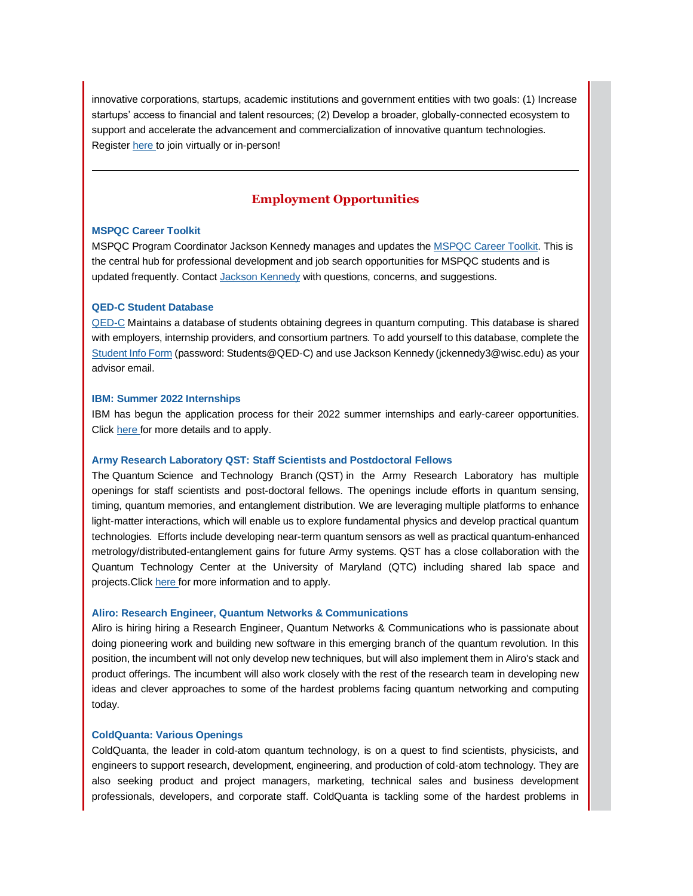innovative corporations, startups, academic institutions and government entities with two goals: (1) Increase startups' access to financial and talent resources; (2) Develop a broader, globally-connected ecosystem to support and accelerate the advancement and commercialization of innovative quantum technologies. Register here to join virtually or in-person!

---

## Employment Opportunities

### MSPQC Career Toolkit

MSPQC Program Coordinator Jackson Kennedy manages and updates the MSPQC Career Toolkit. This is the central hub for professional development and job search opportunities for MSPQC students and is updated frequently. Contact Jackson Kennedy with questions, concerns, and suggestions.

### QED-C Student Database

QED-C Maintains a database of students obtaining degrees in quantum computing. This database is shared with employers, internship providers, and consortium partners. To add yourself to this database, complete the Student Info Form (password: Students@QED-C) and use Jackson Kennedy (jckennedy3@wisc.edu) as your advisor email.

### IBM: Summer 2022 Internships

IBM has begun the application process for their 2022 summer internships and early-career opportunities. Click here for more details and to apply.

### Army Research Laboratory QST: Staff Scientists and Postdoctoral Fellows

The Quantum Science and Technology Branch (QST) in the Army Research Laboratory has multiple openings for staff scientists and post-doctoral fellows. The openings include efforts in quantum sensing, timing, quantum memories, and entanglement distribution. We are leveraging multiple platforms to enhance light-matter interactions, which will enable us to explore fundamental physics and develop practical quantum technologies. Efforts include developing near-term quantum sensors as well as practical quantum-enhanced metrology/distributed-entanglement gains for future Army systems. QST has a close collaboration with the Quantum Technology Center at the University of Maryland (QTC) including shared lab space and projects.Click here for more information and to apply.

### Aliro: Research Engineer, Quantum Networks & Communications

Aliro is hiring hiring a Research Engineer, Quantum Networks & Communications who is passionate about doing pioneering work and building new software in this emerging branch of the quantum revolution. In this position, the incumbent will not only develop new techniques, but will also implement them in Aliro's stack and product offerings. The incumbent will also work closely with the rest of the research team in developing new ideas and clever approaches to some of the hardest problems facing quantum networking and computing today.

### ColdQuanta: Various Openings

ColdQuanta, the leader in cold-atom quantum technology, is on a quest to find scientists, physicists, and engineers to support research, development, engineering, and production of cold-atom technology. They are also seeking product and project managers, marketing, technical sales and business development professionals, developers, and corporate staff. ColdQuanta is tackling some of the hardest problems in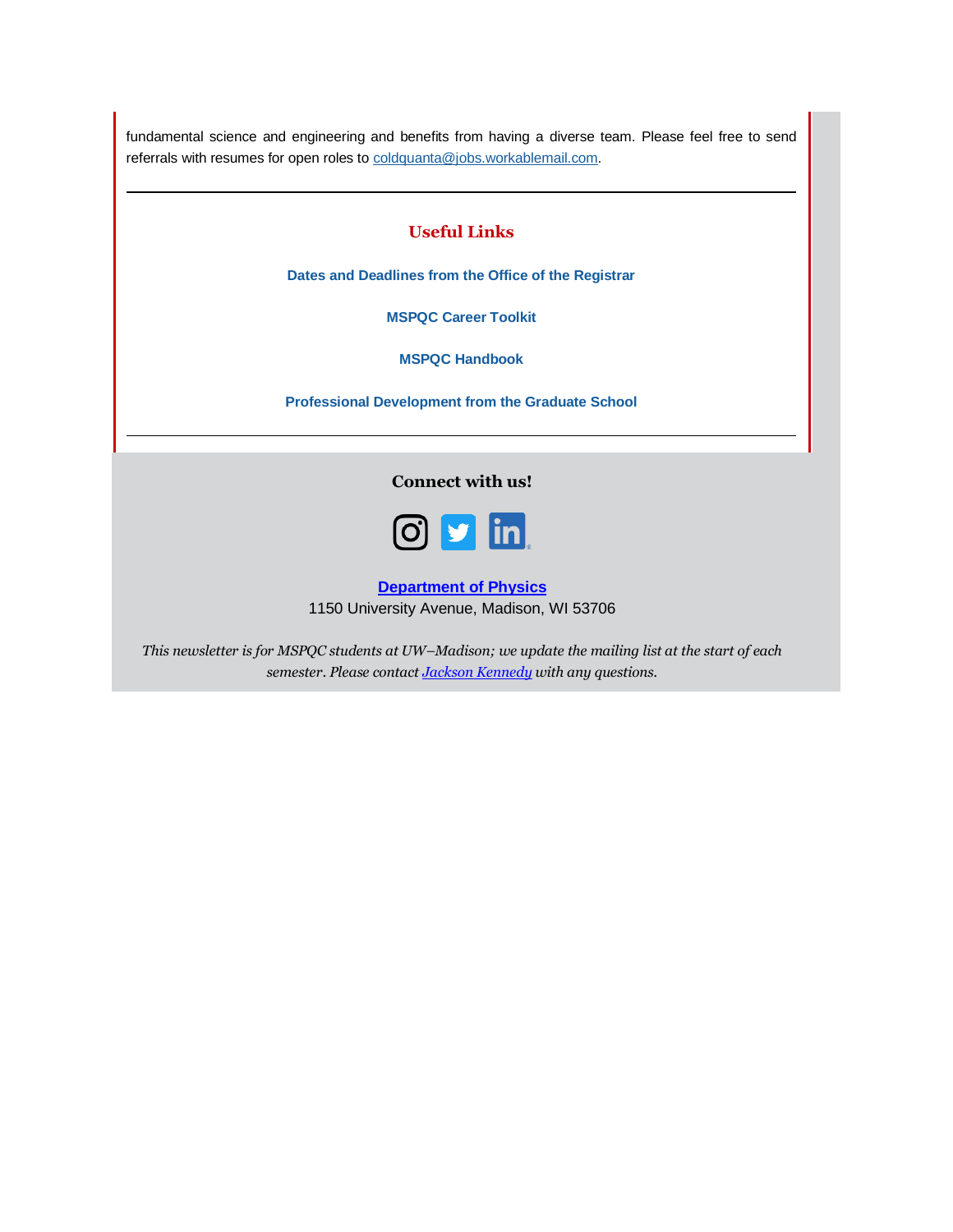fundamental science and engineering and benefits from having a diverse team. Please feel free to send referrals with resumes for open roles to coldquanta@jobs.workablemail.com.

---

## Useful Links

**Dates and Deadlines from the Office of the Registrar**

**MSPQC Career Toolkit**

**MSPQC Handbook**

**Professional Development from the Graduate School**

---

**Connect with us!**

**Department of Physics**
1150 University Avenue, Madison, WI 53706

*This newsletter is for MSPQC students at UW–Madison; we update the mailing list at the start of each semester. Please contact Jackson Kennedy with any questions.*